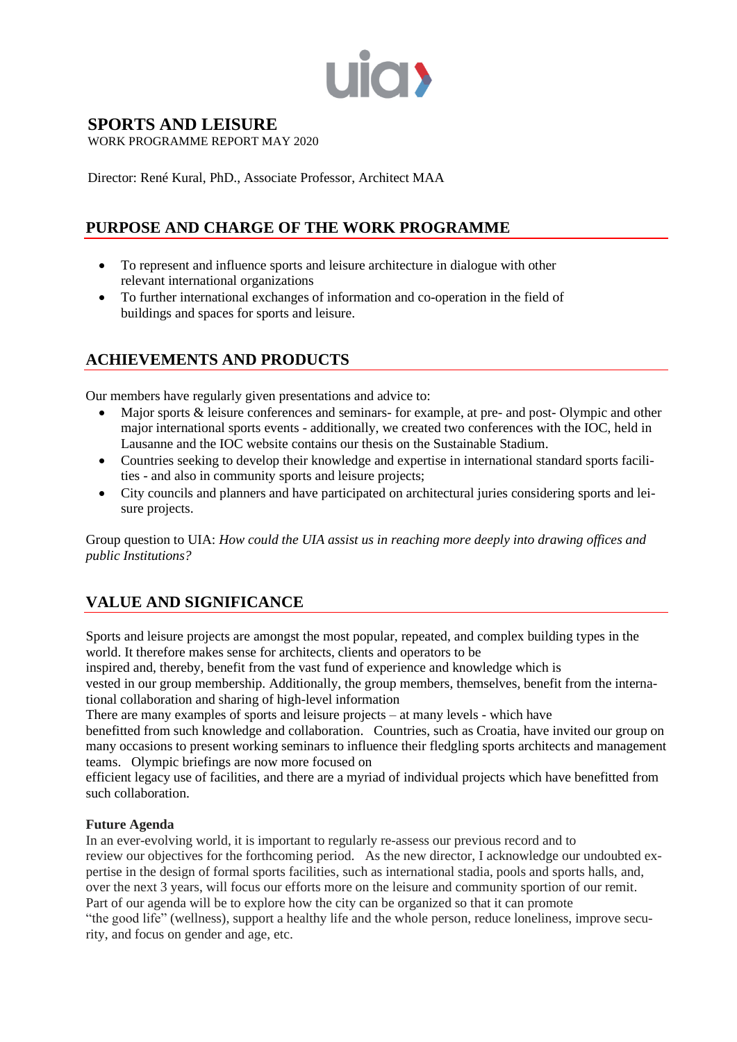# SPORTS AND LEISURE

WORK PROGRAMME REPORT MAY 2020

Director: René Kural, PhD., Associate Professor, Architect MAA

## PURPOSE AND CHARGE OF THE WORK PROGRAMME

- To represent and influence sports and leisure architecture in dialogue with other relevant international organizations
- To further international exchanges of information and co-operation in the field of buildings and spaces for sports and leisure.

## ACHIEVEMENTS AND PRODUCTS

Our members have regularly given presentations and advice to:

- Major sports & leisure conferences and seminars- for example, at pre- and post- Olympic and other major international sports events - additionally, we created two conferences with the IOC, held in Lausanne and the IOC website contains our thesis on the Sustainable Stadium.
- Countries seeking to develop their knowledge and expertise in international standard sports facilities - and also in community sports and leisure projects;
- City councils and planners and have participated on architectural juries considering sports and leisure projects.

Group question to UIA: *How could the UIA assist us in reaching more deeply into drawing offices and public Institutions?*

## VALUE AND SIGNIFICANCE

Sports and leisure projects are amongst the most popular, repeated, and complex building types in the world. It therefore makes sense for architects, clients and operators to be inspired and, thereby, benefit from the vast fund of experience and knowledge which is vested in our group membership. Additionally, the group members, themselves, benefit from the international collaboration and sharing of high-level information

There are many examples of sports and leisure projects – at many levels - which have benefitted from such knowledge and collaboration. Countries, such as Croatia, have invited our group on many occasions to present working seminars to influence their fledgling sports architects and management teams. Olympic briefings are now more focused on efficient legacy use of facilities, and there are a myriad of individual projects which have benefitted from such collaboration.

**Future Agenda**

In an ever-evolving world, it is important to regularly re-assess our previous record and to review our objectives for the forthcoming period. As the new director, I acknowledge our undoubted expertise in the design of formal sports facilities, such as international stadia, pools and sports halls, and, over the next 3 years, will focus our efforts more on the leisure and community sportion of our remit. Part of our agenda will be to explore how the city can be organized so that it can promote "the good life" (wellness), support a healthy life and the whole person, reduce loneliness, improve security, and focus on gender and age, etc.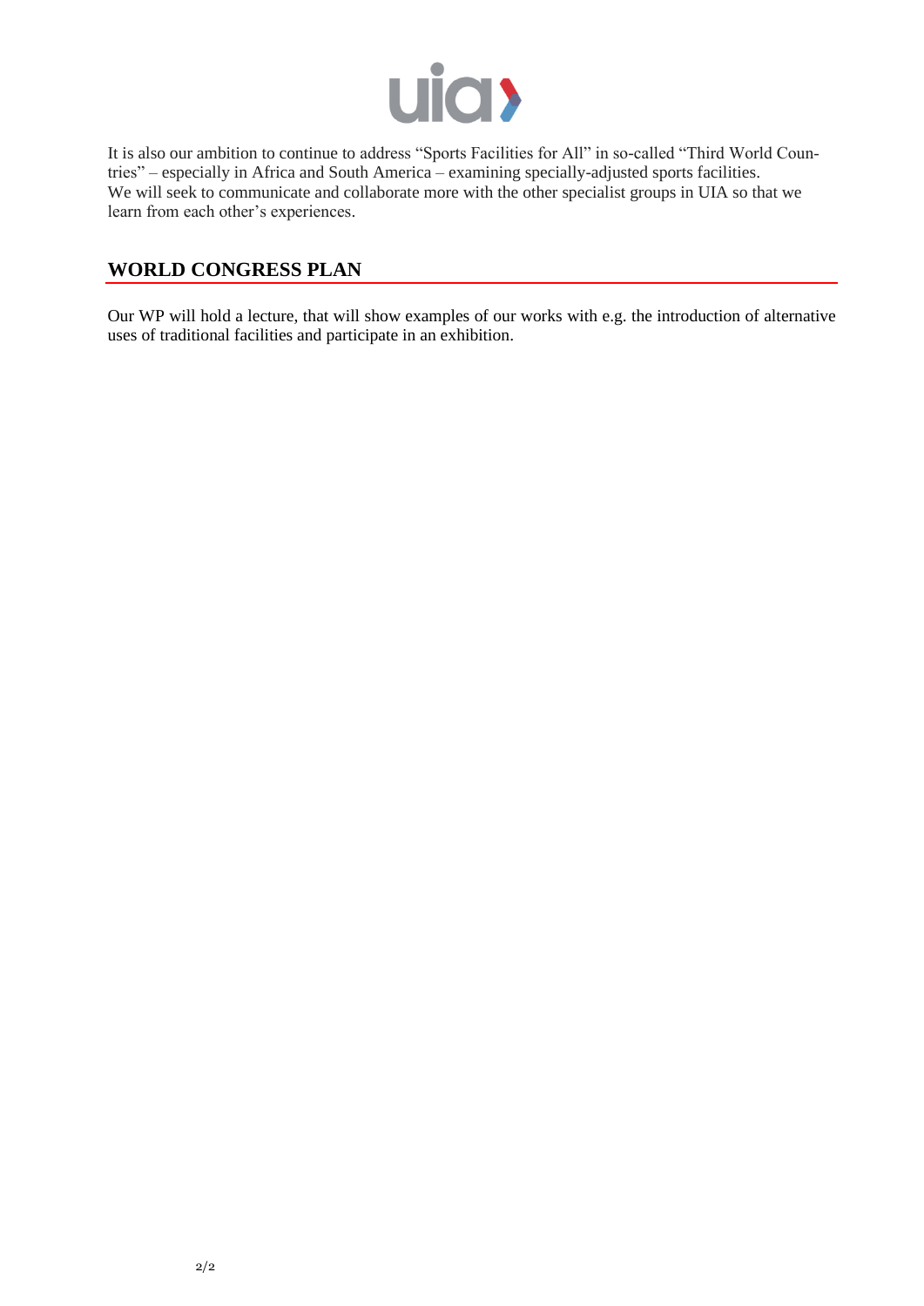It is also our ambition to continue to address "Sports Facilities for All" in so-called "Third World Countries" – especially in Africa and South America – examining specially-adjusted sports facilities.
We will seek to communicate and collaborate more with the other specialist groups in UIA so that we learn from each other's experiences.

## WORLD CONGRESS PLAN

Our WP will hold a lecture, that will show examples of our works with e.g. the introduction of alternative uses of traditional facilities and participate in an exhibition.